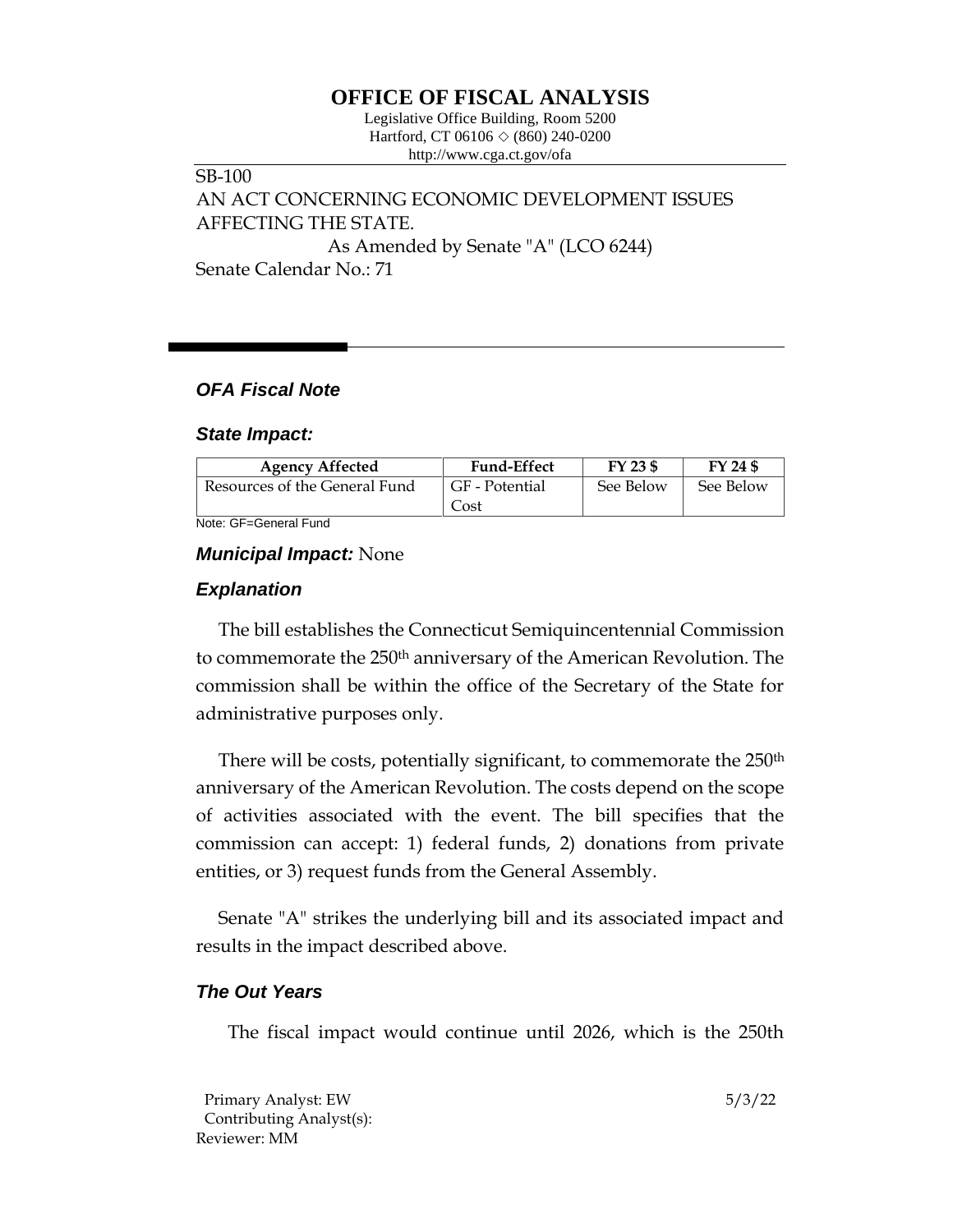# OFFICE OF FISCAL ANALYSIS

Legislative Office Building, Room 5200
Hartford, CT 06106 ◇ (860) 240-0200
http://www.cga.ct.gov/ofa

SB-100
AN ACT CONCERNING ECONOMIC DEVELOPMENT ISSUES AFFECTING THE STATE.
As Amended by Senate "A" (LCO 6244)
Senate Calendar No.: 71

## *OFA Fiscal Note*

### *State Impact:*

| Agency Affected | Fund-Effect | FY 23 $ | FY 24 $ |
|---|---|---|---|
| Resources of the General Fund | GF - Potential Cost | See Below | See Below |

Note: GF=General Fund

### *Municipal Impact:* None

### *Explanation*

The bill establishes the Connecticut Semiquincentennial Commission to commemorate the 250th anniversary of the American Revolution. The commission shall be within the office of the Secretary of the State for administrative purposes only.

There will be costs, potentially significant, to commemorate the 250th anniversary of the American Revolution. The costs depend on the scope of activities associated with the event. The bill specifies that the commission can accept: 1) federal funds, 2) donations from private entities, or 3) request funds from the General Assembly.

Senate "A" strikes the underlying bill and its associated impact and results in the impact described above.

### *The Out Years*

The fiscal impact would continue until 2026, which is the 250th

Primary Analyst: EW
Contributing Analyst(s):
Reviewer: MM

5/3/22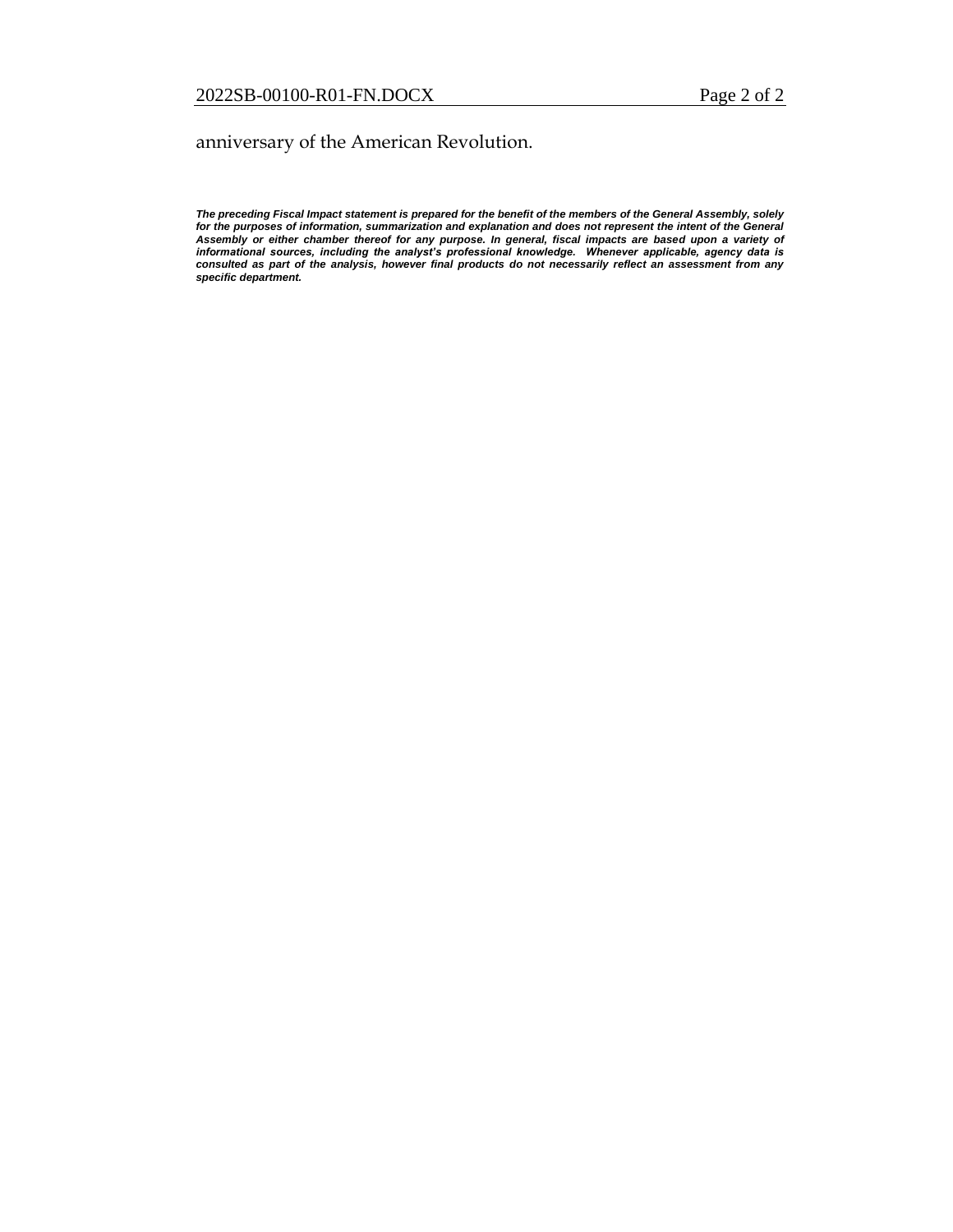anniversary of the American Revolution.

***The preceding Fiscal Impact statement is prepared for the benefit of the members of the General Assembly, solely for the purposes of information, summarization and explanation and does not represent the intent of the General Assembly or either chamber thereof for any purpose. In general, fiscal impacts are based upon a variety of informational sources, including the analyst's professional knowledge. Whenever applicable, agency data is consulted as part of the analysis, however final products do not necessarily reflect an assessment from any specific department.***